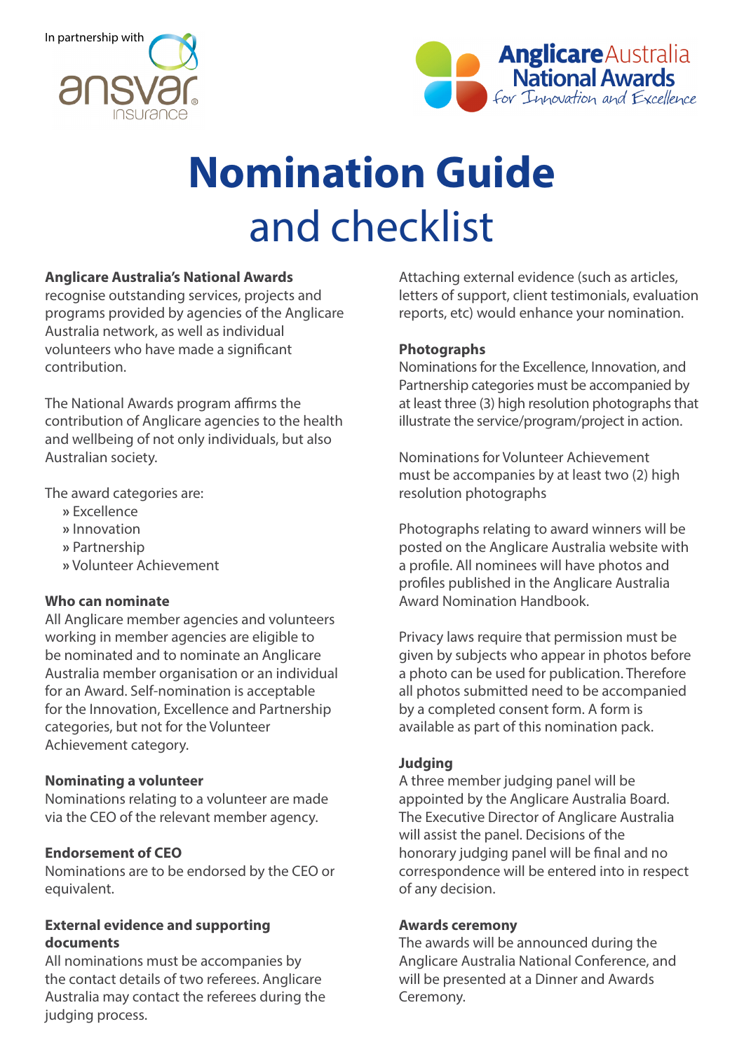In partnership with ansvar insurance

Anglicare Australia National Awards
for Innovation and Excellence

# Nomination Guide
## and checklist

**Anglicare Australia's National Awards** recognise outstanding services, projects and programs provided by agencies of the Anglicare Australia network, as well as individual volunteers who have made a significant contribution.

The National Awards program affirms the contribution of Anglicare agencies to the health and wellbeing of not only individuals, but also Australian society.

The award categories are:

» Excellence
» Innovation
» Partnership
» Volunteer Achievement

### Who can nominate

All Anglicare member agencies and volunteers working in member agencies are eligible to be nominated and to nominate an Anglicare Australia member organisation or an individual for an Award. Self-nomination is acceptable for the Innovation, Excellence and Partnership categories, but not for the Volunteer Achievement category.

### Nominating a volunteer

Nominations relating to a volunteer are made via the CEO of the relevant member agency.

### Endorsement of CEO

Nominations are to be endorsed by the CEO or equivalent.

### External evidence and supporting documents

All nominations must be accompanies by the contact details of two referees. Anglicare Australia may contact the referees during the judging process.

Attaching external evidence (such as articles, letters of support, client testimonials, evaluation reports, etc) would enhance your nomination.

### Photographs

Nominations for the Excellence, Innovation, and Partnership categories must be accompanied by at least three (3) high resolution photographs that illustrate the service/program/project in action.

Nominations for Volunteer Achievement must be accompanies by at least two (2) high resolution photographs

Photographs relating to award winners will be posted on the Anglicare Australia website with a profile. All nominees will have photos and profiles published in the Anglicare Australia Award Nomination Handbook.

Privacy laws require that permission must be given by subjects who appear in photos before a photo can be used for publication. Therefore all photos submitted need to be accompanied by a completed consent form. A form is available as part of this nomination pack.

### Judging

A three member judging panel will be appointed by the Anglicare Australia Board. The Executive Director of Anglicare Australia will assist the panel. Decisions of the honorary judging panel will be final and no correspondence will be entered into in respect of any decision.

### Awards ceremony

The awards will be announced during the Anglicare Australia National Conference, and will be presented at a Dinner and Awards Ceremony.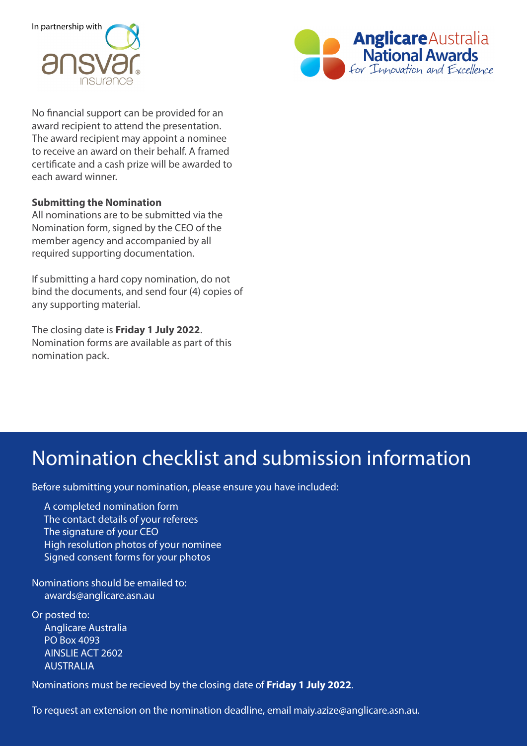In partnership with ansvar insurance

**Anglicare** Australia
**National Awards**
*for Innovation and Excellence*

No financial support can be provided for an award recipient to attend the presentation. The award recipient may appoint a nominee to receive an award on their behalf. A framed certificate and a cash prize will be awarded to each award winner.

**Submitting the Nomination**

All nominations are to be submitted via the Nomination form, signed by the CEO of the member agency and accompanied by all required supporting documentation.

If submitting a hard copy nomination, do not bind the documents, and send four (4) copies of any supporting material.

The closing date is **Friday 1 July 2022**. Nomination forms are available as part of this nomination pack.

# Nomination checklist and submission information

Before submitting your nomination, please ensure you have included:

- A completed nomination form
- The contact details of your referees
- The signature of your CEO
- High resolution photos of your nominee
- Signed consent forms for your photos

Nominations should be emailed to:
awards@anglicare.asn.au

Or posted to:
Anglicare Australia
PO Box 4093
AINSLIE ACT 2602
AUSTRALIA

Nominations must be recieved by the closing date of **Friday 1 July 2022**.

To request an extension on the nomination deadline, email maiy.azize@anglicare.asn.au.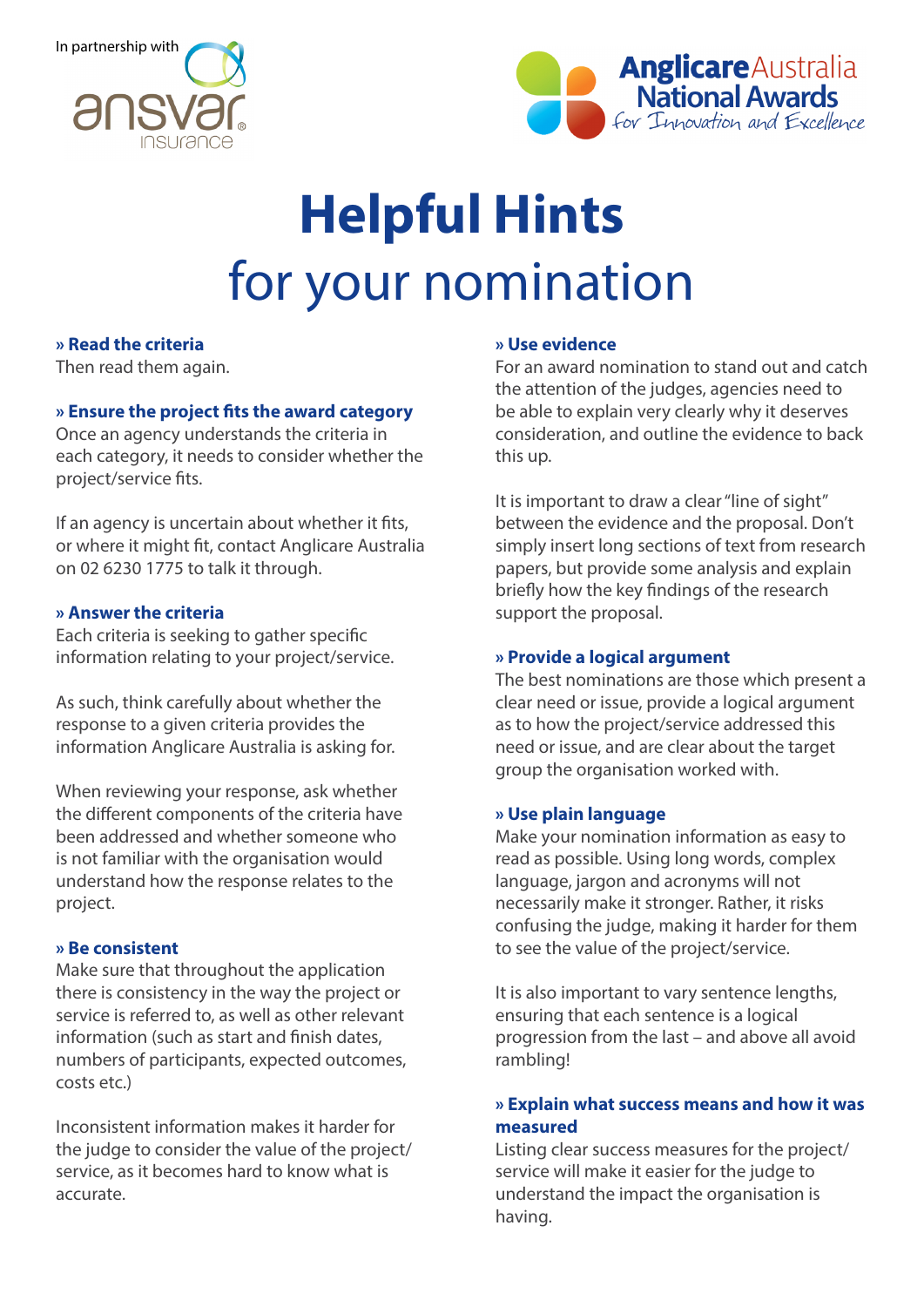In partnership with ansvar insurance

Anglicare Australia National Awards for Innovation and Excellence

# Helpful Hints

## for your nomination

**» Read the criteria**

Then read them again.

**» Ensure the project fits the award category**

Once an agency understands the criteria in each category, it needs to consider whether the project/service fits.

If an agency is uncertain about whether it fits, or where it might fit, contact Anglicare Australia on 02 6230 1775 to talk it through.

**» Answer the criteria**

Each criteria is seeking to gather specific information relating to your project/service.

As such, think carefully about whether the response to a given criteria provides the information Anglicare Australia is asking for.

When reviewing your response, ask whether the different components of the criteria have been addressed and whether someone who is not familiar with the organisation would understand how the response relates to the project.

**» Be consistent**

Make sure that throughout the application there is consistency in the way the project or service is referred to, as well as other relevant information (such as start and finish dates, numbers of participants, expected outcomes, costs etc.)

Inconsistent information makes it harder for the judge to consider the value of the project/service, as it becomes hard to know what is accurate.

**» Use evidence**

For an award nomination to stand out and catch the attention of the judges, agencies need to be able to explain very clearly why it deserves consideration, and outline the evidence to back this up.

It is important to draw a clear "line of sight" between the evidence and the proposal. Don't simply insert long sections of text from research papers, but provide some analysis and explain briefly how the key findings of the research support the proposal.

**» Provide a logical argument**

The best nominations are those which present a clear need or issue, provide a logical argument as to how the project/service addressed this need or issue, and are clear about the target group the organisation worked with.

**» Use plain language**

Make your nomination information as easy to read as possible. Using long words, complex language, jargon and acronyms will not necessarily make it stronger. Rather, it risks confusing the judge, making it harder for them to see the value of the project/service.

It is also important to vary sentence lengths, ensuring that each sentence is a logical progression from the last – and above all avoid rambling!

**» Explain what success means and how it was measured**

Listing clear success measures for the project/service will make it easier for the judge to understand the impact the organisation is having.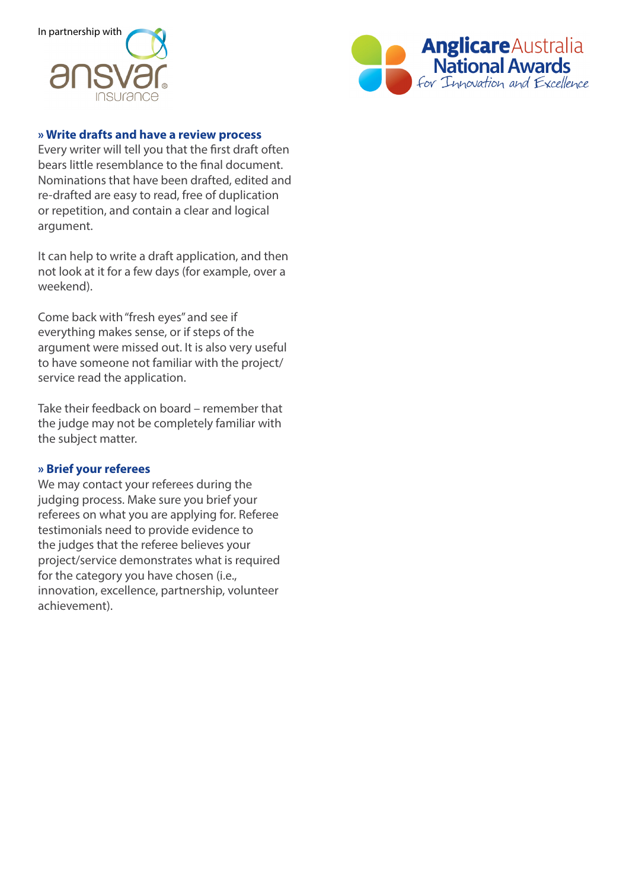In partnership with

ansvar insurance

Anglicare Australia National Awards for Innovation and Excellence

### » Write drafts and have a review process

Every writer will tell you that the first draft often bears little resemblance to the final document. Nominations that have been drafted, edited and re-drafted are easy to read, free of duplication or repetition, and contain a clear and logical argument.

It can help to write a draft application, and then not look at it for a few days (for example, over a weekend).

Come back with "fresh eyes" and see if everything makes sense, or if steps of the argument were missed out. It is also very useful to have someone not familiar with the project/service read the application.

Take their feedback on board – remember that the judge may not be completely familiar with the subject matter.

### » Brief your referees

We may contact your referees during the judging process. Make sure you brief your referees on what you are applying for. Referee testimonials need to provide evidence to the judges that the referee believes your project/service demonstrates what is required for the category you have chosen (i.e., innovation, excellence, partnership, volunteer achievement).